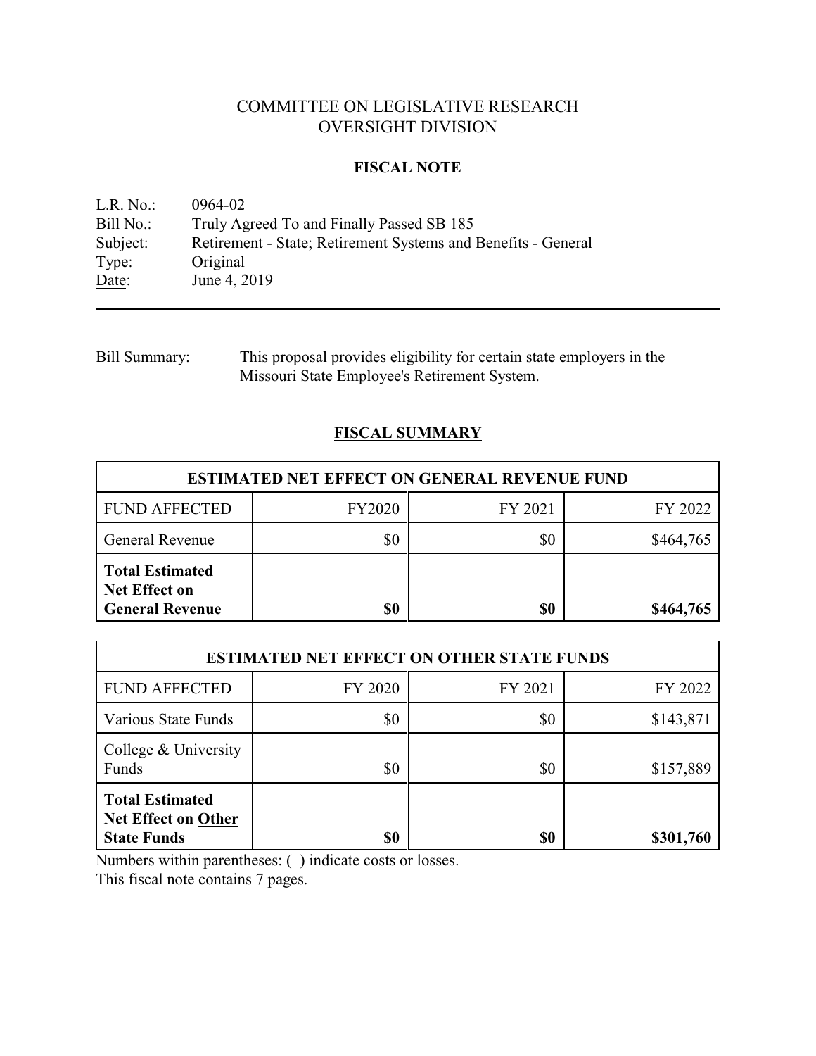# COMMITTEE ON LEGISLATIVE RESEARCH
# OVERSIGHT DIVISION

## FISCAL NOTE

L.R. No.: 0964-02
Bill No.: Truly Agreed To and Finally Passed SB 185
Subject: Retirement - State; Retirement Systems and Benefits - General
Type: Original
Date: June 4, 2019

---

Bill Summary: This proposal provides eligibility for certain state employers in the Missouri State Employee's Retirement System.

## FISCAL SUMMARY

| ESTIMATED NET EFFECT ON GENERAL REVENUE FUND | | | |
|---|---|---|---|
| FUND AFFECTED | FY2020 | FY 2021 | FY 2022 |
| General Revenue | $0 | $0 | $464,765 |
| **Total Estimated Net Effect on General Revenue** | **$0** | **$0** | **$464,765** |

| ESTIMATED NET EFFECT ON OTHER STATE FUNDS | | | |
|---|---|---|---|
| FUND AFFECTED | FY 2020 | FY 2021 | FY 2022 |
| Various State Funds | $0 | $0 | $143,871 |
| College & University Funds | $0 | $0 | $157,889 |
| **Total Estimated Net Effect on Other State Funds** | **$0** | **$0** | **$301,760** |

Numbers within parentheses: ( ) indicate costs or losses.
This fiscal note contains 7 pages.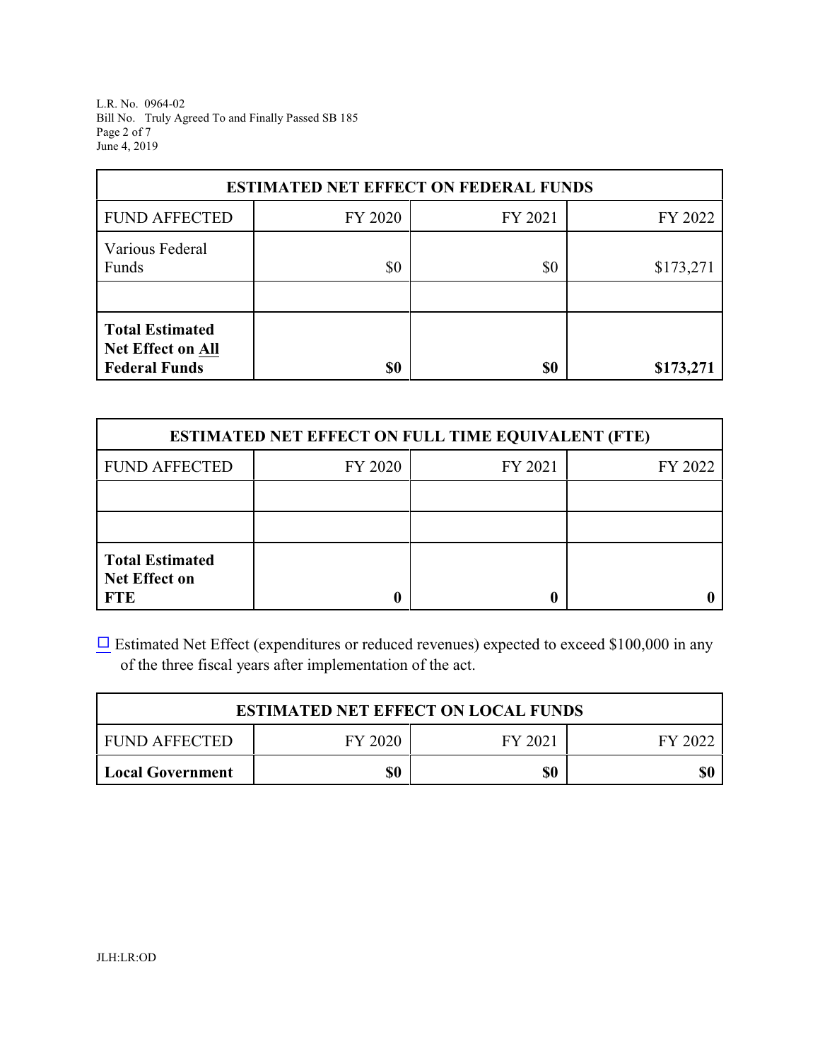| ESTIMATED NET EFFECT ON FEDERAL FUNDS | | | |
|---|---|---|---|
| FUND AFFECTED | FY 2020 | FY 2021 | FY 2022 |
| Various Federal Funds | $0 | $0 | $173,271 |
| | | | |
| **Total Estimated Net Effect on All Federal Funds** | **$0** | **$0** | **$173,271** |

| ESTIMATED NET EFFECT ON FULL TIME EQUIVALENT (FTE) | | | |
|---|---|---|---|
| FUND AFFECTED | FY 2020 | FY 2021 | FY 2022 |
| | | | |
| | | | |
| **Total Estimated Net Effect on FTE** | **0** | **0** | **0** |

☐ Estimated Net Effect (expenditures or reduced revenues) expected to exceed $100,000 in any of the three fiscal years after implementation of the act.

| ESTIMATED NET EFFECT ON LOCAL FUNDS | | | |
|---|---|---|---|
| FUND AFFECTED | FY 2020 | FY 2021 | FY 2022 |
| **Local Government** | **$0** | **$0** | **$0** |

JLH:LR:OD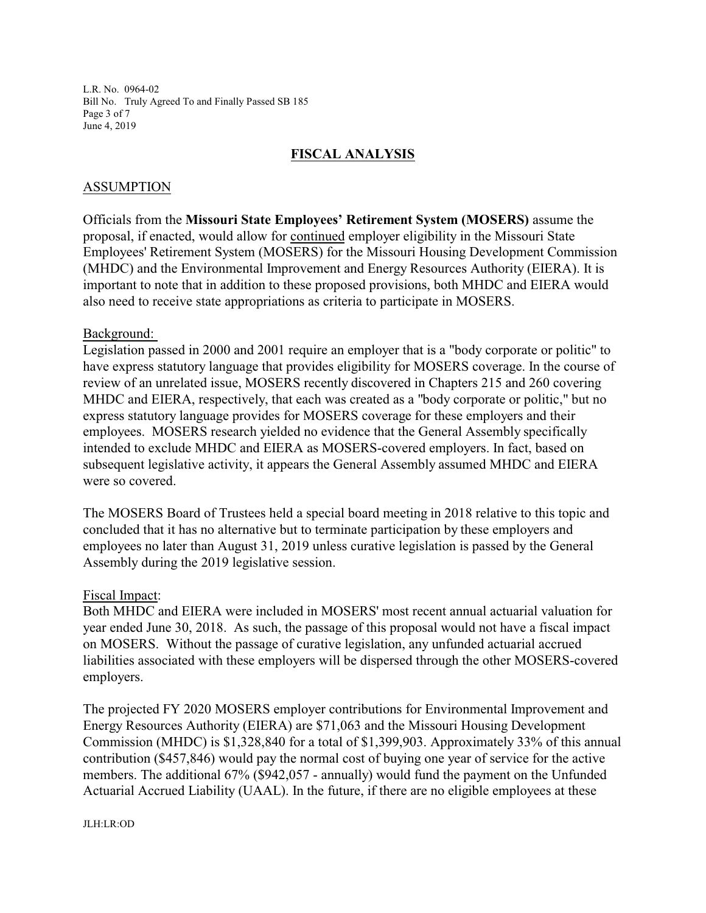## FISCAL ANALYSIS

### ASSUMPTION

Officials from the **Missouri State Employees' Retirement System (MOSERS)** assume the proposal, if enacted, would allow for continued employer eligibility in the Missouri State Employees' Retirement System (MOSERS) for the Missouri Housing Development Commission (MHDC) and the Environmental Improvement and Energy Resources Authority (EIERA). It is important to note that in addition to these proposed provisions, both MHDC and EIERA would also need to receive state appropriations as criteria to participate in MOSERS.

Background:
Legislation passed in 2000 and 2001 require an employer that is a "body corporate or politic" to have express statutory language that provides eligibility for MOSERS coverage. In the course of review of an unrelated issue, MOSERS recently discovered in Chapters 215 and 260 covering MHDC and EIERA, respectively, that each was created as a "body corporate or politic," but no express statutory language provides for MOSERS coverage for these employers and their employees. MOSERS research yielded no evidence that the General Assembly specifically intended to exclude MHDC and EIERA as MOSERS-covered employers. In fact, based on subsequent legislative activity, it appears the General Assembly assumed MHDC and EIERA were so covered.

The MOSERS Board of Trustees held a special board meeting in 2018 relative to this topic and concluded that it has no alternative but to terminate participation by these employers and employees no later than August 31, 2019 unless curative legislation is passed by the General Assembly during the 2019 legislative session.

Fiscal Impact:
Both MHDC and EIERA were included in MOSERS' most recent annual actuarial valuation for year ended June 30, 2018. As such, the passage of this proposal would not have a fiscal impact on MOSERS. Without the passage of curative legislation, any unfunded actuarial accrued liabilities associated with these employers will be dispersed through the other MOSERS-covered employers.

The projected FY 2020 MOSERS employer contributions for Environmental Improvement and Energy Resources Authority (EIERA) are $71,063 and the Missouri Housing Development Commission (MHDC) is $1,328,840 for a total of $1,399,903. Approximately 33% of this annual contribution ($457,846) would pay the normal cost of buying one year of service for the active members. The additional 67% ($942,057 - annually) would fund the payment on the Unfunded Actuarial Accrued Liability (UAAL). In the future, if there are no eligible employees at these

JLH:LR:OD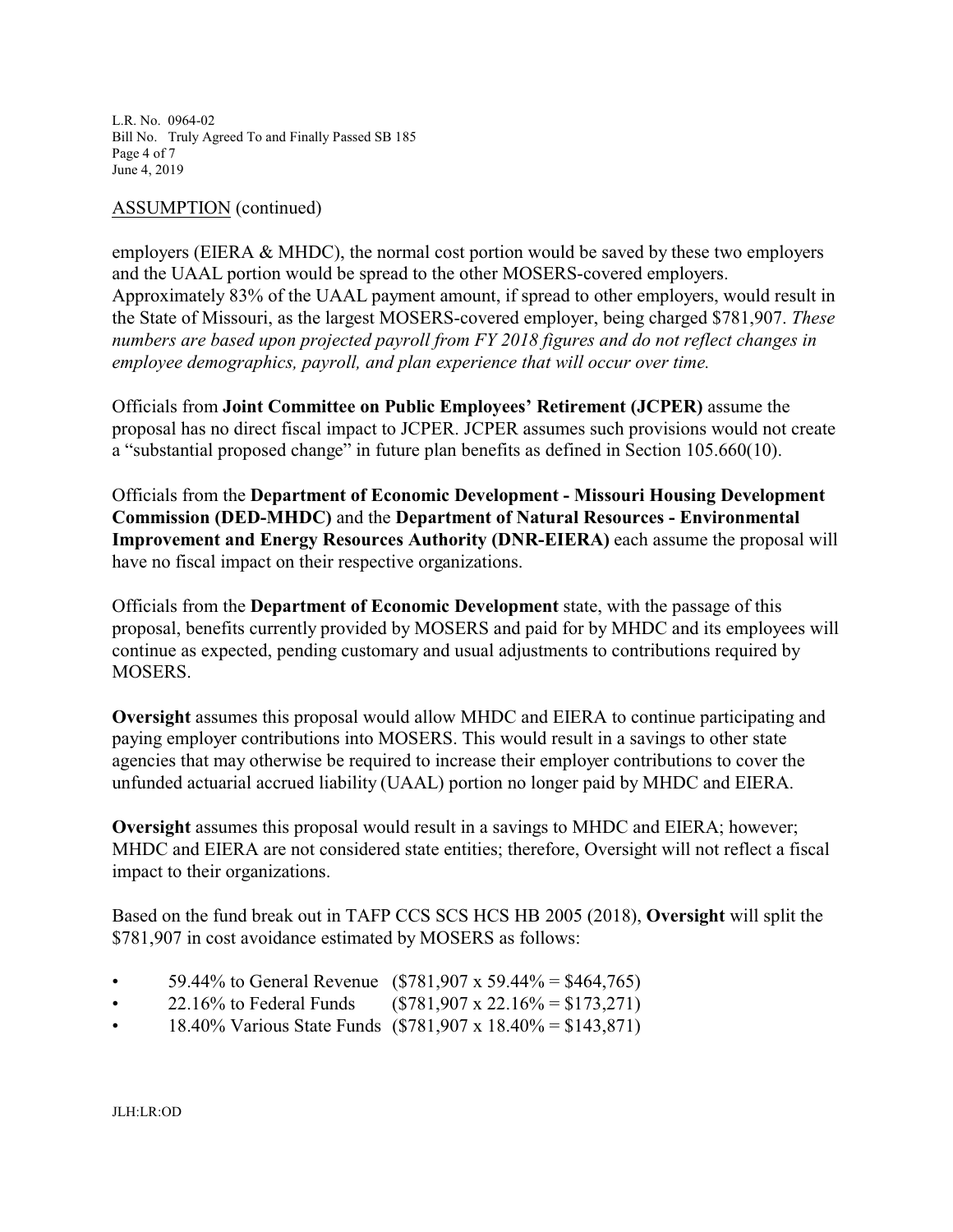ASSUMPTION (continued)

employers (EIERA & MHDC), the normal cost portion would be saved by these two employers and the UAAL portion would be spread to the other MOSERS-covered employers. Approximately 83% of the UAAL payment amount, if spread to other employers, would result in the State of Missouri, as the largest MOSERS-covered employer, being charged $781,907. *These numbers are based upon projected payroll from FY 2018 figures and do not reflect changes in employee demographics, payroll, and plan experience that will occur over time.*

Officials from **Joint Committee on Public Employees' Retirement (JCPER)** assume the proposal has no direct fiscal impact to JCPER. JCPER assumes such provisions would not create a "substantial proposed change" in future plan benefits as defined in Section 105.660(10).

Officials from the **Department of Economic Development - Missouri Housing Development Commission (DED-MHDC)** and the **Department of Natural Resources - Environmental Improvement and Energy Resources Authority (DNR-EIERA)** each assume the proposal will have no fiscal impact on their respective organizations.

Officials from the **Department of Economic Development** state, with the passage of this proposal, benefits currently provided by MOSERS and paid for by MHDC and its employees will continue as expected, pending customary and usual adjustments to contributions required by MOSERS.

**Oversight** assumes this proposal would allow MHDC and EIERA to continue participating and paying employer contributions into MOSERS. This would result in a savings to other state agencies that may otherwise be required to increase their employer contributions to cover the unfunded actuarial accrued liability (UAAL) portion no longer paid by MHDC and EIERA.

**Oversight** assumes this proposal would result in a savings to MHDC and EIERA; however; MHDC and EIERA are not considered state entities; therefore, Oversight will not reflect a fiscal impact to their organizations.

Based on the fund break out in TAFP CCS SCS HCS HB 2005 (2018), **Oversight** will split the $781,907 in cost avoidance estimated by MOSERS as follows:

- 59.44% to General Revenue ($781,907 x 59.44% = $464,765)
- 22.16% to Federal Funds ($781,907 x 22.16% = $173,271)
- 18.40% Various State Funds ($781,907 x 18.40% = $143,871)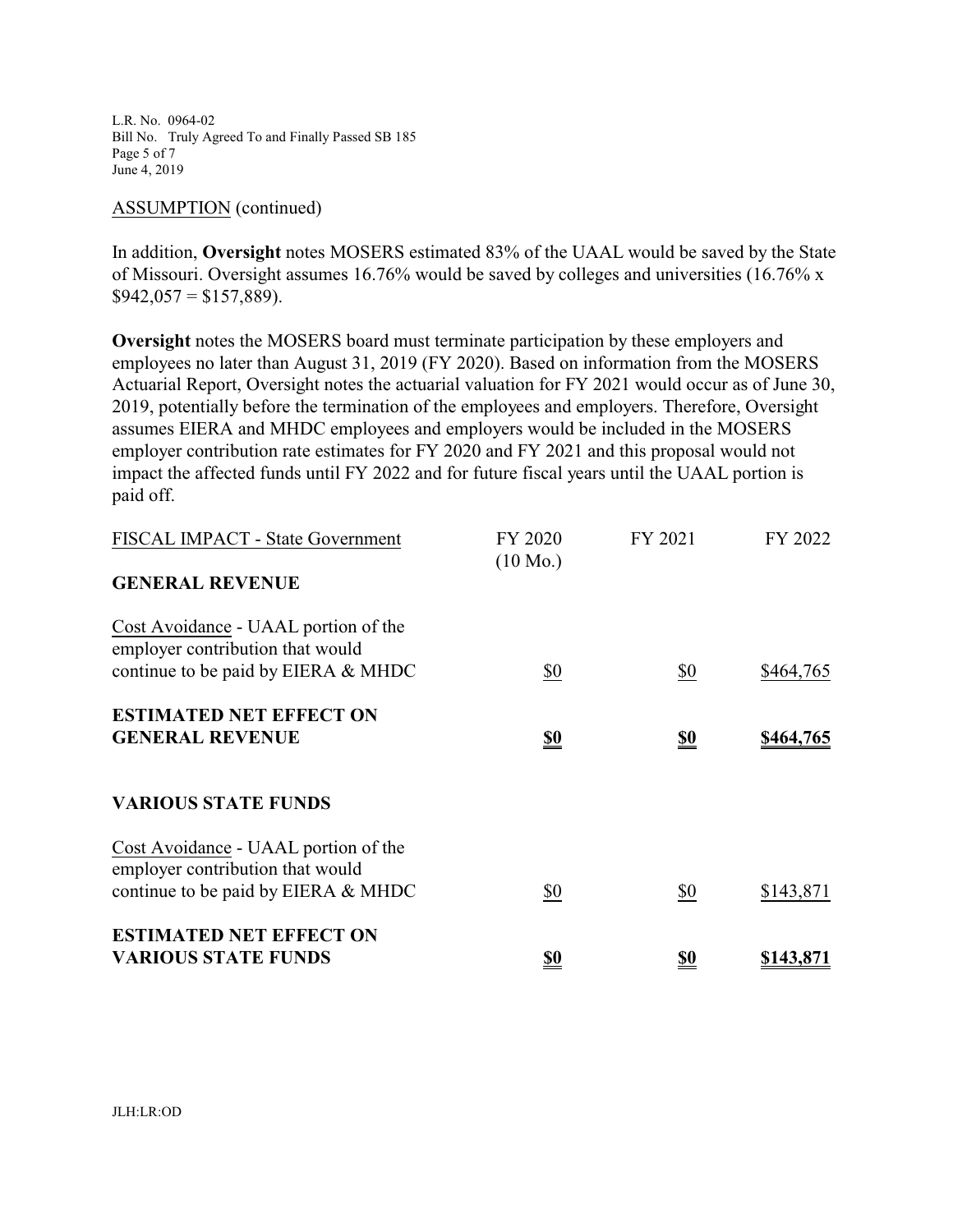ASSUMPTION (continued)

In addition, **Oversight** notes MOSERS estimated 83% of the UAAL would be saved by the State of Missouri. Oversight assumes 16.76% would be saved by colleges and universities (16.76% x $942,057 = $157,889).

**Oversight** notes the MOSERS board must terminate participation by these employers and employees no later than August 31, 2019 (FY 2020). Based on information from the MOSERS Actuarial Report, Oversight notes the actuarial valuation for FY 2021 would occur as of June 30, 2019, potentially before the termination of the employees and employers. Therefore, Oversight assumes EIERA and MHDC employees and employers would be included in the MOSERS employer contribution rate estimates for FY 2020 and FY 2021 and this proposal would not impact the affected funds until FY 2022 and for future fiscal years until the UAAL portion is paid off.

| FISCAL IMPACT - State Government | FY 2020 (10 Mo.) | FY 2021 | FY 2022 |
|---|---|---|---|
| **GENERAL REVENUE** | | | |
| Cost Avoidance - UAAL portion of the employer contribution that would continue to be paid by EIERA & MHDC | $0 | $0 | $464,765 |
| **ESTIMATED NET EFFECT ON GENERAL REVENUE** | **$0** | **$0** | **$464,765** |
| **VARIOUS STATE FUNDS** | | | |
| Cost Avoidance - UAAL portion of the employer contribution that would continue to be paid by EIERA & MHDC | $0 | $0 | $143,871 |
| **ESTIMATED NET EFFECT ON VARIOUS STATE FUNDS** | **$0** | **$0** | **$143,871** |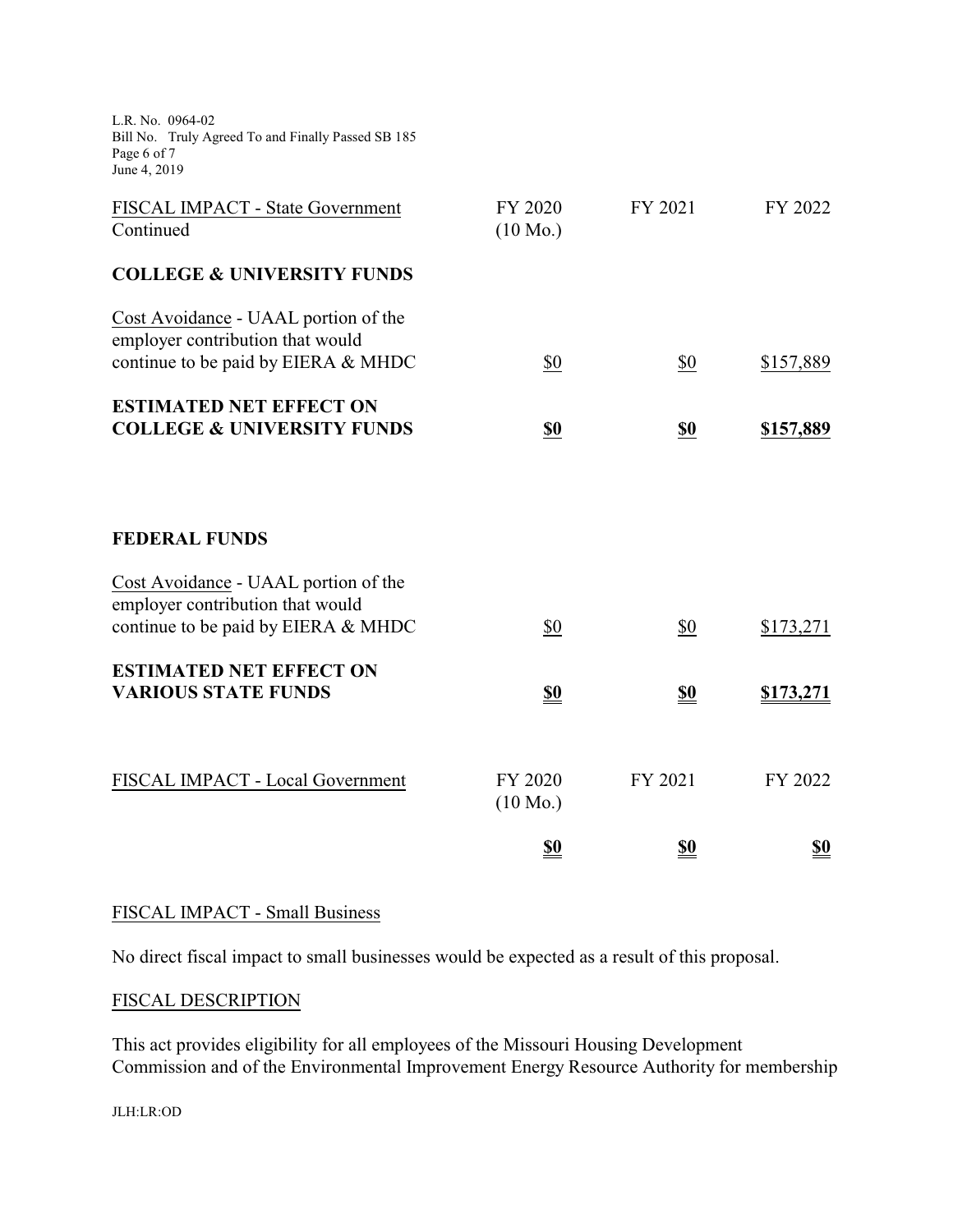| FISCAL IMPACT - State Government Continued | FY 2020 (10 Mo.) | FY 2021 | FY 2022 |
| --- | --- | --- | --- |
| **COLLEGE & UNIVERSITY FUNDS** | | | |
| Cost Avoidance - UAAL portion of the employer contribution that would continue to be paid by EIERA & MHDC | $0 | $0 | $157,889 |
| **ESTIMATED NET EFFECT ON COLLEGE & UNIVERSITY FUNDS** | **$0** | **$0** | **$157,889** |
| **FEDERAL FUNDS** | | | |
| Cost Avoidance - UAAL portion of the employer contribution that would continue to be paid by EIERA & MHDC | $0 | $0 | $173,271 |
| **ESTIMATED NET EFFECT ON VARIOUS STATE FUNDS** | **$0** | **$0** | **$173,271** |

| FISCAL IMPACT - Local Government | FY 2020 (10 Mo.) | FY 2021 | FY 2022 |
| --- | --- | --- | --- |
| | **$0** | **$0** | **$0** |

FISCAL IMPACT - Small Business

No direct fiscal impact to small businesses would be expected as a result of this proposal.

FISCAL DESCRIPTION

This act provides eligibility for all employees of the Missouri Housing Development Commission and of the Environmental Improvement Energy Resource Authority for membership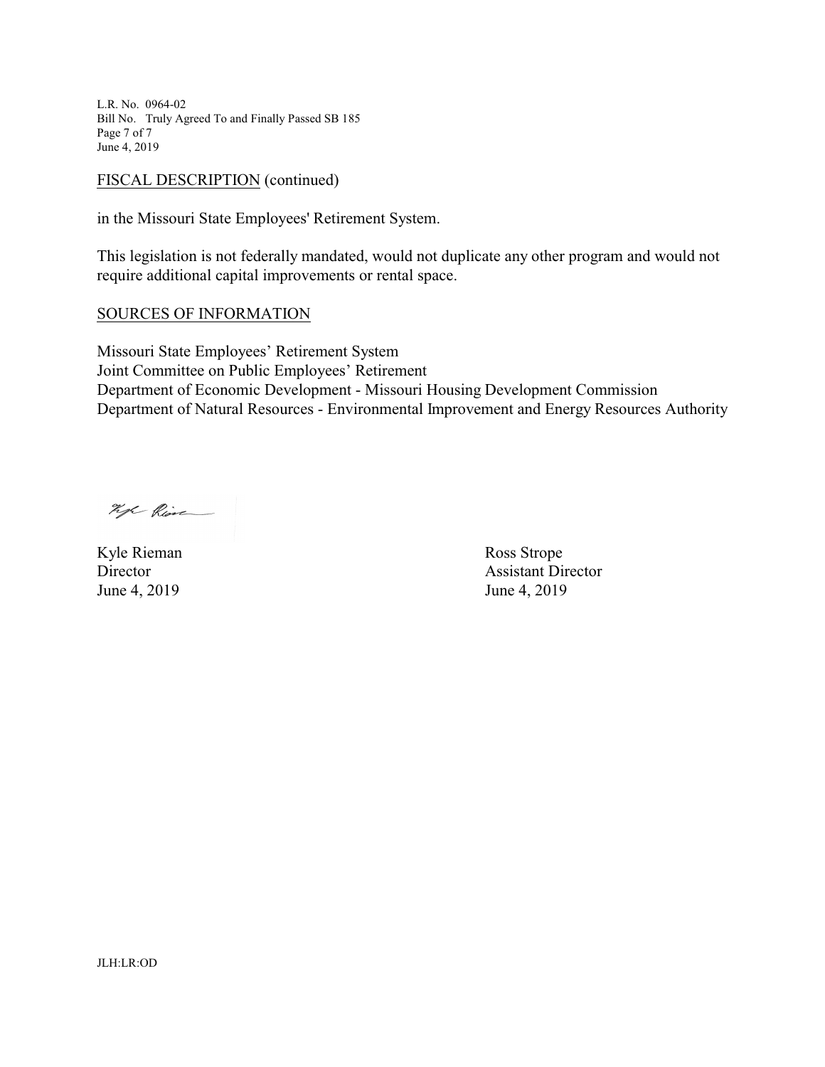FISCAL DESCRIPTION (continued)

in the Missouri State Employees' Retirement System.

This legislation is not federally mandated, would not duplicate any other program and would not require additional capital improvements or rental space.

SOURCES OF INFORMATION

Missouri State Employees' Retirement System
Joint Committee on Public Employees' Retirement
Department of Economic Development - Missouri Housing Development Commission
Department of Natural Resources - Environmental Improvement and Energy Resources Authority

| | |
|---|---|
| Kyle Rieman | Ross Strope |
| Director | Assistant Director |
| June 4, 2019 | June 4, 2019 |

JLH:LR:OD